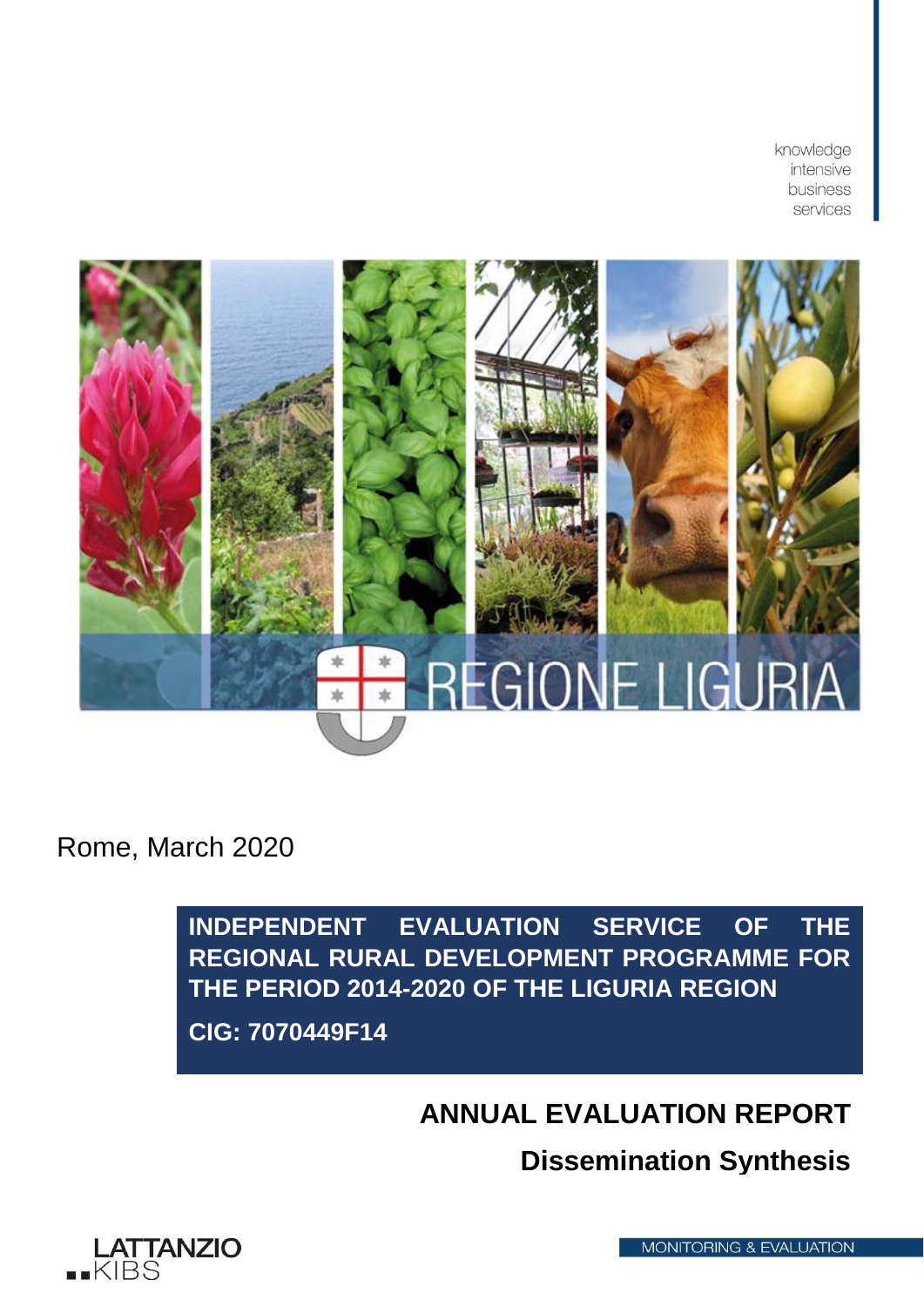knowledge
intensive
business
services

REGIONE LIGURIA

Rome, March 2020

**INDEPENDENT EVALUATION SERVICE OF THE REGIONAL RURAL DEVELOPMENT PROGRAMME FOR THE PERIOD 2014-2020 OF THE LIGURIA REGION**

**CIG: 7070449F14**

# ANNUAL EVALUATION REPORT

## Dissemination Synthesis

LATTANZIO KIBS

MONITORING & EVALUATION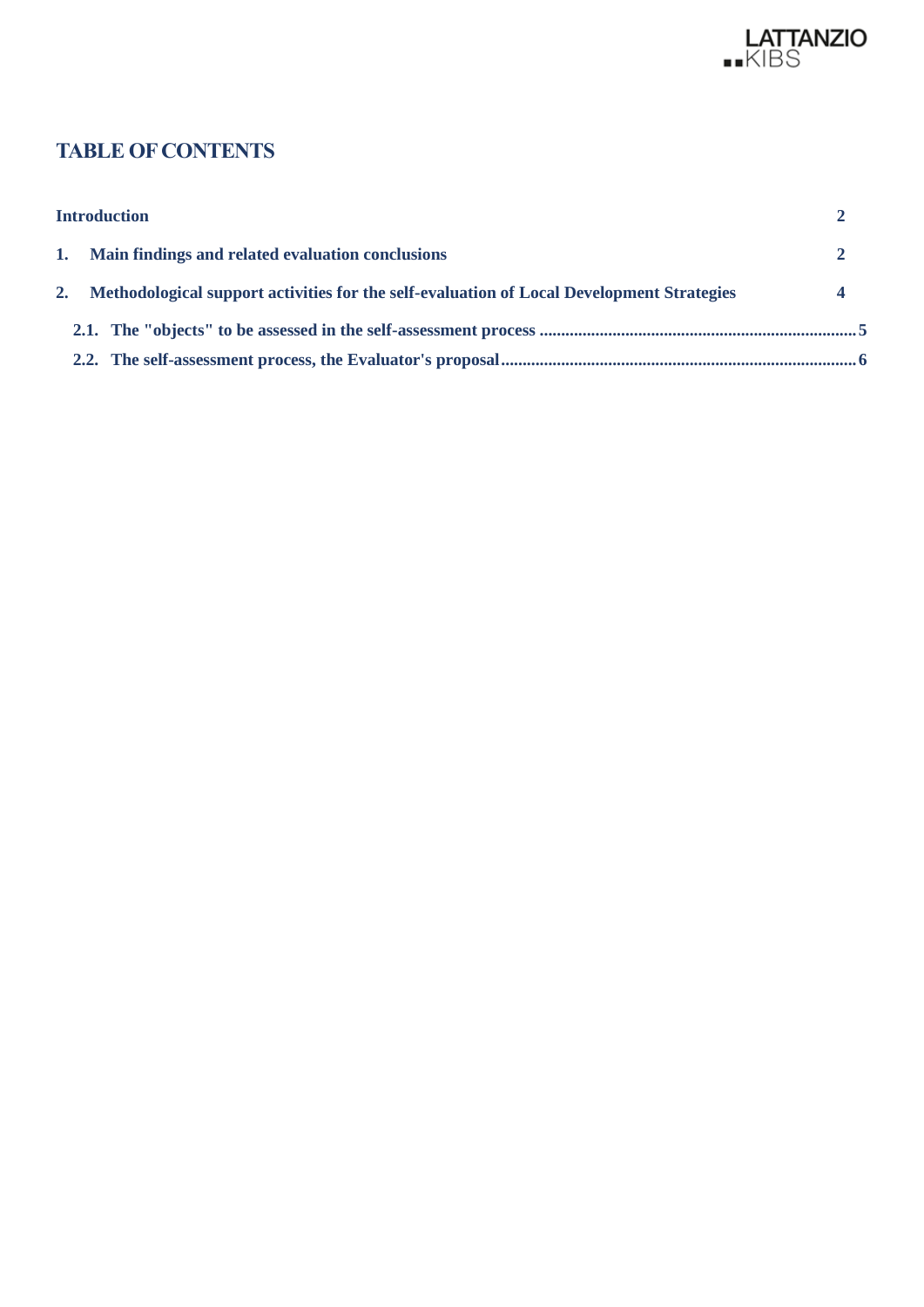# TABLE OF CONTENTS

| | |
|---|---|
| **Introduction** | **2** |
| **1. Main findings and related evaluation conclusions** | **2** |
| **2. Methodological support activities for the self-evaluation of Local Development Strategies** | **4** |
| **2.1. The "objects" to be assessed in the self-assessment process** | **5** |
| **2.2. The self-assessment process, the Evaluator's proposal** | **6** |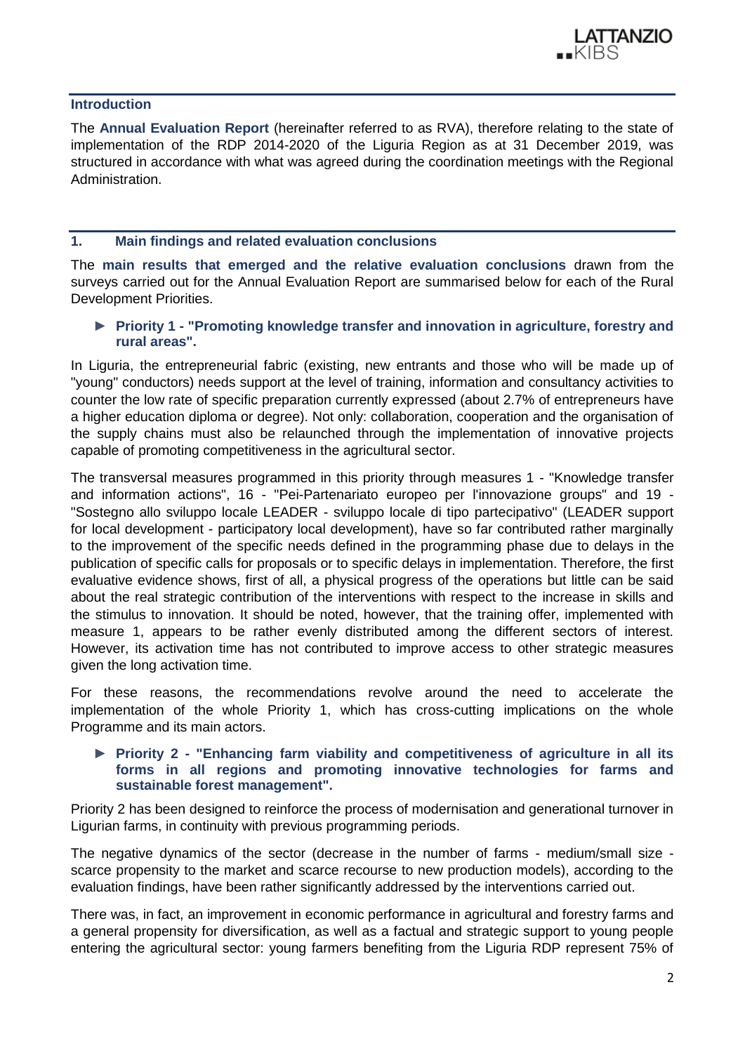## Introduction

The **Annual Evaluation Report** (hereinafter referred to as RVA), therefore relating to the state of implementation of the RDP 2014-2020 of the Liguria Region as at 31 December 2019, was structured in accordance with what was agreed during the coordination meetings with the Regional Administration.

## 1. Main findings and related evaluation conclusions

The **main results that emerged and the relative evaluation conclusions** drawn from the surveys carried out for the Annual Evaluation Report are summarised below for each of the Rural Development Priorities.

► **Priority 1 - "Promoting knowledge transfer and innovation in agriculture, forestry and rural areas".**

In Liguria, the entrepreneurial fabric (existing, new entrants and those who will be made up of "young" conductors) needs support at the level of training, information and consultancy activities to counter the low rate of specific preparation currently expressed (about 2.7% of entrepreneurs have a higher education diploma or degree). Not only: collaboration, cooperation and the organisation of the supply chains must also be relaunched through the implementation of innovative projects capable of promoting competitiveness in the agricultural sector.

The transversal measures programmed in this priority through measures 1 - "Knowledge transfer and information actions", 16 - "Pei-Partenariato europeo per l'innovazione groups" and 19 - "Sostegno allo sviluppo locale LEADER - sviluppo locale di tipo partecipativo" (LEADER support for local development - participatory local development), have so far contributed rather marginally to the improvement of the specific needs defined in the programming phase due to delays in the publication of specific calls for proposals or to specific delays in implementation. Therefore, the first evaluative evidence shows, first of all, a physical progress of the operations but little can be said about the real strategic contribution of the interventions with respect to the increase in skills and the stimulus to innovation. It should be noted, however, that the training offer, implemented with measure 1, appears to be rather evenly distributed among the different sectors of interest. However, its activation time has not contributed to improve access to other strategic measures given the long activation time.

For these reasons, the recommendations revolve around the need to accelerate the implementation of the whole Priority 1, which has cross-cutting implications on the whole Programme and its main actors.

► **Priority 2 - "Enhancing farm viability and competitiveness of agriculture in all its forms in all regions and promoting innovative technologies for farms and sustainable forest management".**

Priority 2 has been designed to reinforce the process of modernisation and generational turnover in Ligurian farms, in continuity with previous programming periods.

The negative dynamics of the sector (decrease in the number of farms - medium/small size - scarce propensity to the market and scarce recourse to new production models), according to the evaluation findings, have been rather significantly addressed by the interventions carried out.

There was, in fact, an improvement in economic performance in agricultural and forestry farms and a general propensity for diversification, as well as a factual and strategic support to young people entering the agricultural sector: young farmers benefiting from the Liguria RDP represent 75% of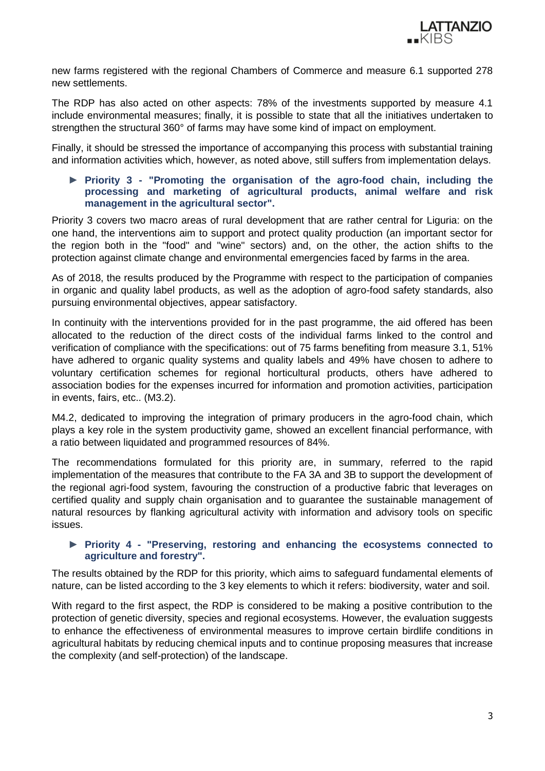new farms registered with the regional Chambers of Commerce and measure 6.1 supported 278 new settlements.

The RDP has also acted on other aspects: 78% of the investments supported by measure 4.1 include environmental measures; finally, it is possible to state that all the initiatives undertaken to strengthen the structural 360° of farms may have some kind of impact on employment.

Finally, it should be stressed the importance of accompanying this process with substantial training and information activities which, however, as noted above, still suffers from implementation delays.

- **Priority 3 - "Promoting the organisation of the agro-food chain, including the processing and marketing of agricultural products, animal welfare and risk management in the agricultural sector".**

Priority 3 covers two macro areas of rural development that are rather central for Liguria: on the one hand, the interventions aim to support and protect quality production (an important sector for the region both in the "food" and "wine" sectors) and, on the other, the action shifts to the protection against climate change and environmental emergencies faced by farms in the area.

As of 2018, the results produced by the Programme with respect to the participation of companies in organic and quality label products, as well as the adoption of agro-food safety standards, also pursuing environmental objectives, appear satisfactory.

In continuity with the interventions provided for in the past programme, the aid offered has been allocated to the reduction of the direct costs of the individual farms linked to the control and verification of compliance with the specifications: out of 75 farms benefiting from measure 3.1, 51% have adhered to organic quality systems and quality labels and 49% have chosen to adhere to voluntary certification schemes for regional horticultural products, others have adhered to association bodies for the expenses incurred for information and promotion activities, participation in events, fairs, etc.. (M3.2).

M4.2, dedicated to improving the integration of primary producers in the agro-food chain, which plays a key role in the system productivity game, showed an excellent financial performance, with a ratio between liquidated and programmed resources of 84%.

The recommendations formulated for this priority are, in summary, referred to the rapid implementation of the measures that contribute to the FA 3A and 3B to support the development of the regional agri-food system, favouring the construction of a productive fabric that leverages on certified quality and supply chain organisation and to guarantee the sustainable management of natural resources by flanking agricultural activity with information and advisory tools on specific issues.

- **Priority 4 - "Preserving, restoring and enhancing the ecosystems connected to agriculture and forestry".**

The results obtained by the RDP for this priority, which aims to safeguard fundamental elements of nature, can be listed according to the 3 key elements to which it refers: biodiversity, water and soil.

With regard to the first aspect, the RDP is considered to be making a positive contribution to the protection of genetic diversity, species and regional ecosystems. However, the evaluation suggests to enhance the effectiveness of environmental measures to improve certain birdlife conditions in agricultural habitats by reducing chemical inputs and to continue proposing measures that increase the complexity (and self-protection) of the landscape.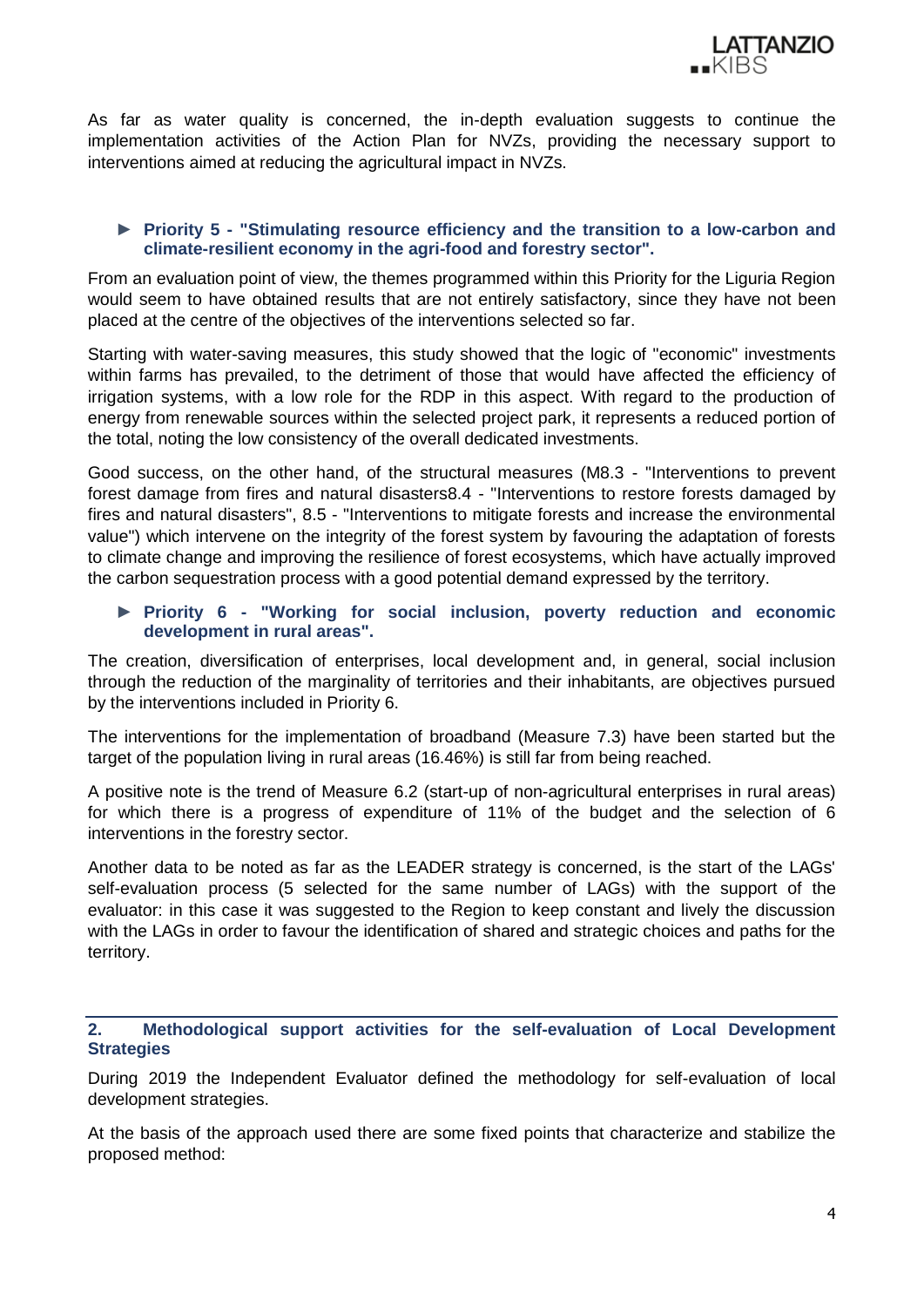As far as water quality is concerned, the in-depth evaluation suggests to continue the implementation activities of the Action Plan for NVZs, providing the necessary support to interventions aimed at reducing the agricultural impact in NVZs.

► **Priority 5 - "Stimulating resource efficiency and the transition to a low-carbon and climate-resilient economy in the agri-food and forestry sector".**

From an evaluation point of view, the themes programmed within this Priority for the Liguria Region would seem to have obtained results that are not entirely satisfactory, since they have not been placed at the centre of the objectives of the interventions selected so far.

Starting with water-saving measures, this study showed that the logic of "economic" investments within farms has prevailed, to the detriment of those that would have affected the efficiency of irrigation systems, with a low role for the RDP in this aspect. With regard to the production of energy from renewable sources within the selected project park, it represents a reduced portion of the total, noting the low consistency of the overall dedicated investments.

Good success, on the other hand, of the structural measures (M8.3 - "Interventions to prevent forest damage from fires and natural disasters8.4 - "Interventions to restore forests damaged by fires and natural disasters", 8.5 - "Interventions to mitigate forests and increase the environmental value") which intervene on the integrity of the forest system by favouring the adaptation of forests to climate change and improving the resilience of forest ecosystems, which have actually improved the carbon sequestration process with a good potential demand expressed by the territory.

► **Priority 6 - "Working for social inclusion, poverty reduction and economic development in rural areas".**

The creation, diversification of enterprises, local development and, in general, social inclusion through the reduction of the marginality of territories and their inhabitants, are objectives pursued by the interventions included in Priority 6.

The interventions for the implementation of broadband (Measure 7.3) have been started but the target of the population living in rural areas (16.46%) is still far from being reached.

A positive note is the trend of Measure 6.2 (start-up of non-agricultural enterprises in rural areas) for which there is a progress of expenditure of 11% of the budget and the selection of 6 interventions in the forestry sector.

Another data to be noted as far as the LEADER strategy is concerned, is the start of the LAGs' self-evaluation process (5 selected for the same number of LAGs) with the support of the evaluator: in this case it was suggested to the Region to keep constant and lively the discussion with the LAGs in order to favour the identification of shared and strategic choices and paths for the territory.

## 2. Methodological support activities for the self-evaluation of Local Development Strategies

During 2019 the Independent Evaluator defined the methodology for self-evaluation of local development strategies.

At the basis of the approach used there are some fixed points that characterize and stabilize the proposed method: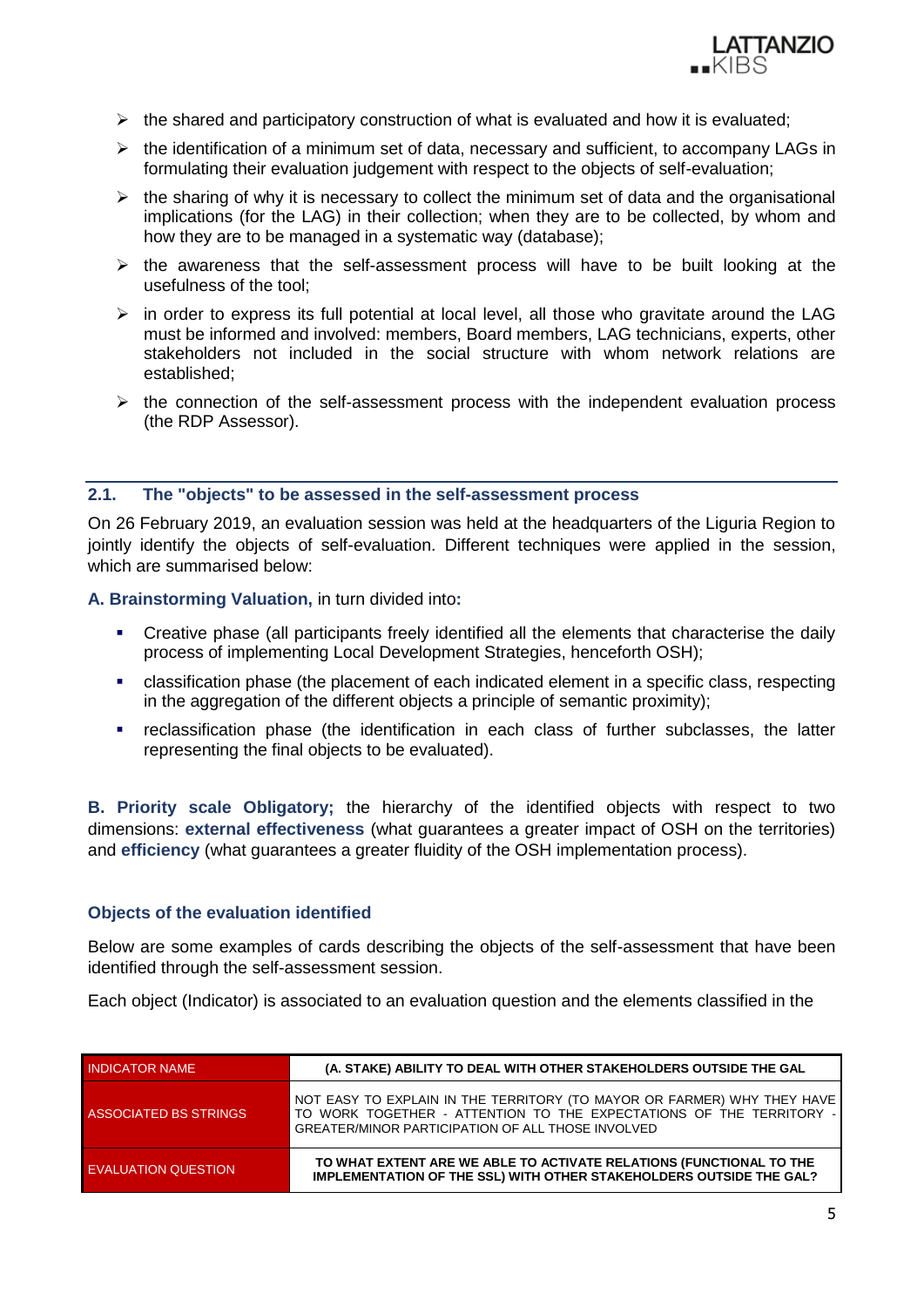- the shared and participatory construction of what is evaluated and how it is evaluated;
- the identification of a minimum set of data, necessary and sufficient, to accompany LAGs in formulating their evaluation judgement with respect to the objects of self-evaluation;
- the sharing of why it is necessary to collect the minimum set of data and the organisational implications (for the LAG) in their collection; when they are to be collected, by whom and how they are to be managed in a systematic way (database);
- the awareness that the self-assessment process will have to be built looking at the usefulness of the tool;
- in order to express its full potential at local level, all those who gravitate around the LAG must be informed and involved: members, Board members, LAG technicians, experts, other stakeholders not included in the social structure with whom network relations are established;
- the connection of the self-assessment process with the independent evaluation process (the RDP Assessor).

## 2.1. The "objects" to be assessed in the self-assessment process

On 26 February 2019, an evaluation session was held at the headquarters of the Liguria Region to jointly identify the objects of self-evaluation. Different techniques were applied in the session, which are summarised below:

**A. Brainstorming Valuation,** in turn divided into**:**

- Creative phase (all participants freely identified all the elements that characterise the daily process of implementing Local Development Strategies, henceforth OSH);
- classification phase (the placement of each indicated element in a specific class, respecting in the aggregation of the different objects a principle of semantic proximity);
- reclassification phase (the identification in each class of further subclasses, the latter representing the final objects to be evaluated).

**B. Priority scale Obligatory;** the hierarchy of the identified objects with respect to two dimensions: **external effectiveness** (what guarantees a greater impact of OSH on the territories) and **efficiency** (what guarantees a greater fluidity of the OSH implementation process).

### Objects of the evaluation identified

Below are some examples of cards describing the objects of the self-assessment that have been identified through the self-assessment session.

Each object (Indicator) is associated to an evaluation question and the elements classified in the

| INDICATOR NAME | (A. STAKE) ABILITY TO DEAL WITH OTHER STAKEHOLDERS OUTSIDE THE GAL |
|---|---|
| ASSOCIATED BS STRINGS | NOT EASY TO EXPLAIN IN THE TERRITORY (TO MAYOR OR FARMER) WHY THEY HAVE TO WORK TOGETHER - ATTENTION TO THE EXPECTATIONS OF THE TERRITORY - GREATER/MINOR PARTICIPATION OF ALL THOSE INVOLVED |
| EVALUATION QUESTION | TO WHAT EXTENT ARE WE ABLE TO ACTIVATE RELATIONS (FUNCTIONAL TO THE IMPLEMENTATION OF THE SSL) WITH OTHER STAKEHOLDERS OUTSIDE THE GAL? |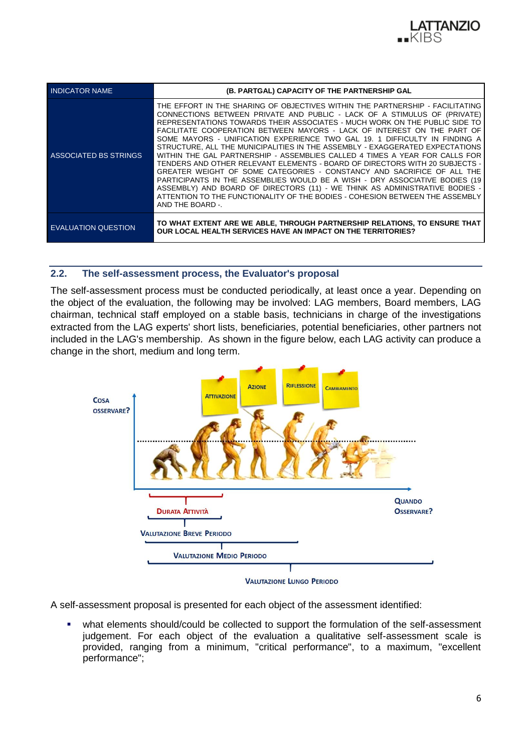| INDICATOR NAME | (B. PARTGAL) CAPACITY OF THE PARTNERSHIP GAL |
|---|---|
| ASSOCIATED BS STRINGS | THE EFFORT IN THE SHARING OF OBJECTIVES WITHIN THE PARTNERSHIP - FACILITATING CONNECTIONS BETWEEN PRIVATE AND PUBLIC - LACK OF A STIMULUS OF (PRIVATE) REPRESENTATIONS TOWARDS THEIR ASSOCIATES - MUCH WORK ON THE PUBLIC SIDE TO FACILITATE COOPERATION BETWEEN MAYORS - LACK OF INTEREST ON THE PART OF SOME MAYORS - UNIFICATION EXPERIENCE TWO GAL 19. 1 DIFFICULTY IN FINDING A STRUCTURE, ALL THE MUNICIPALITIES IN THE ASSEMBLY - EXAGGERATED EXPECTATIONS WITHIN THE GAL PARTNERSHIP - ASSEMBLIES CALLED 4 TIMES A YEAR FOR CALLS FOR TENDERS AND OTHER RELEVANT ELEMENTS - BOARD OF DIRECTORS WITH 20 SUBJECTS - GREATER WEIGHT OF SOME CATEGORIES - CONSTANCY AND SACRIFICE OF ALL THE PARTICIPANTS IN THE ASSEMBLIES WOULD BE A WISH - DRY ASSOCIATIVE BODIES (19 ASSEMBLY) AND BOARD OF DIRECTORS (11) - WE THINK AS ADMINISTRATIVE BODIES - ATTENTION TO THE FUNCTIONALITY OF THE BODIES - COHESION BETWEEN THE ASSEMBLY AND THE BOARD -. |
| EVALUATION QUESTION | **TO WHAT EXTENT ARE WE ABLE, THROUGH PARTNERSHIP RELATIONS, TO ENSURE THAT OUR LOCAL HEALTH SERVICES HAVE AN IMPACT ON THE TERRITORIES?** |

## 2.2. The self-assessment process, the Evaluator's proposal

The self-assessment process must be conducted periodically, at least once a year. Depending on the object of the evaluation, the following may be involved: LAG members, Board members, LAG chairman, technical staff employed on a stable basis, technicians in charge of the investigations extracted from the LAG experts' short lists, beneficiaries, potential beneficiaries, other partners not included in the LAG's membership. As shown in the figure below, each LAG activity can produce a change in the short, medium and long term.

COSA OSSERVARE?

ATTIVAZIONE — AZIONE — RIFLESSIONE — CAMBIAMENTO

QUANDO OSSERVARE?

DURATA ATTIVITÀ

VALUTAZIONE BREVE PERIODO

VALUTAZIONE MEDIO PERIODO

VALUTAZIONE LUNGO PERIODO

A self-assessment proposal is presented for each object of the assessment identified:

- what elements should/could be collected to support the formulation of the self-assessment judgement. For each object of the evaluation a qualitative self-assessment scale is provided, ranging from a minimum, "critical performance", to a maximum, "excellent performance";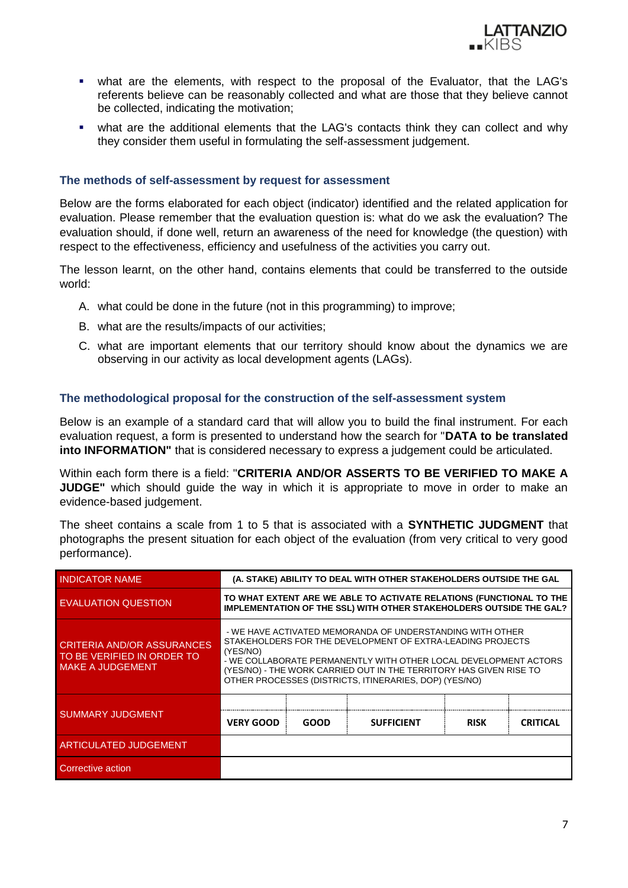- what are the elements, with respect to the proposal of the Evaluator, that the LAG's referents believe can be reasonably collected and what are those that they believe cannot be collected, indicating the motivation;
- what are the additional elements that the LAG's contacts think they can collect and why they consider them useful in formulating the self-assessment judgement.

### The methods of self-assessment by request for assessment

Below are the forms elaborated for each object (indicator) identified and the related application for evaluation. Please remember that the evaluation question is: what do we ask the evaluation? The evaluation should, if done well, return an awareness of the need for knowledge (the question) with respect to the effectiveness, efficiency and usefulness of the activities you carry out.

The lesson learnt, on the other hand, contains elements that could be transferred to the outside world:

A. what could be done in the future (not in this programming) to improve;
B. what are the results/impacts of our activities;
C. what are important elements that our territory should know about the dynamics we are observing in our activity as local development agents (LAGs).

### The methodological proposal for the construction of the self-assessment system

Below is an example of a standard card that will allow you to build the final instrument. For each evaluation request, a form is presented to understand how the search for "**DATA to be translated into INFORMATION"** that is considered necessary to express a judgement could be articulated.

Within each form there is a field: "**CRITERIA AND/OR ASSERTS TO BE VERIFIED TO MAKE A JUDGE"** which should guide the way in which it is appropriate to move in order to make an evidence-based judgement.

The sheet contains a scale from 1 to 5 that is associated with a **SYNTHETIC JUDGMENT** that photographs the present situation for each object of the evaluation (from very critical to very good performance).

| | | | | | |
|---|---|---|---|---|---|
| INDICATOR NAME | **(A. STAKE) ABILITY TO DEAL WITH OTHER STAKEHOLDERS OUTSIDE THE GAL** | | | | |
| EVALUATION QUESTION | **TO WHAT EXTENT ARE WE ABLE TO ACTIVATE RELATIONS (FUNCTIONAL TO THE IMPLEMENTATION OF THE SSL) WITH OTHER STAKEHOLDERS OUTSIDE THE GAL?** | | | | |
| CRITERIA AND/OR ASSURANCES TO BE VERIFIED IN ORDER TO MAKE A JUDGEMENT | - WE HAVE ACTIVATED MEMORANDA OF UNDERSTANDING WITH OTHER STAKEHOLDERS FOR THE DEVELOPMENT OF EXTRA-LEADING PROJECTS (YES/NO)<br>- WE COLLABORATE PERMANENTLY WITH OTHER LOCAL DEVELOPMENT ACTORS (YES/NO) - THE WORK CARRIED OUT IN THE TERRITORY HAS GIVEN RISE TO OTHER PROCESSES (DISTRICTS, ITINERARIES, DOP) (YES/NO) | | | | |
| SUMMARY JUDGMENT | | | | | |
| | **VERY GOOD** | **GOOD** | **SUFFICIENT** | **RISK** | **CRITICAL** |
| ARTICULATED JUDGEMENT | | | | | |
| Corrective action | | | | | |